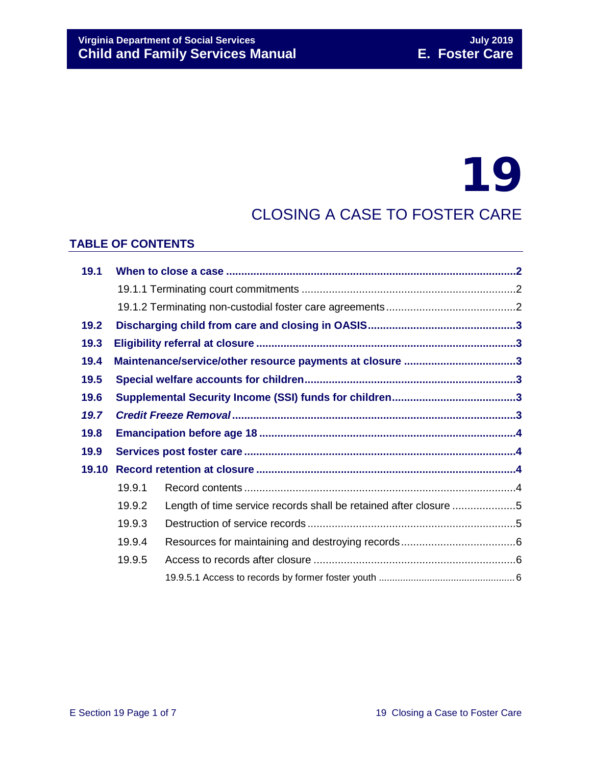# 19

## CLOSING A CASE TO FOSTER CARE

### TABLE OF CONTENTS

**19.1 When to close a case** ..... **2**

- 19.1.1 Terminating court commitments ..... 2
- 19.1.2 Terminating non-custodial foster care agreements ..... 2

**19.2 Discharging child from care and closing in OASIS** ..... **3**

**19.3 Eligibility referral at closure** ..... **3**

**19.4 Maintenance/service/other resource payments at closure** ..... **3**

**19.5 Special welfare accounts for children** ..... **3**

**19.6 Supplemental Security Income (SSI) funds for children** ..... **3**

***19.7 Credit Freeze Removal*** ..... **3**

**19.8 Emancipation before age 18** ..... **4**

**19.9 Services post foster care** ..... **4**

**19.10 Record retention at closure** ..... **4**

- 19.9.1 Record contents ..... 4
- 19.9.2 Length of time service records shall be retained after closure ..... 5
- 19.9.3 Destruction of service records ..... 5
- 19.9.4 Resources for maintaining and destroying records ..... 6
- 19.9.5 Access to records after closure ..... 6
  - 19.9.5.1 Access to records by former foster youth ..... 6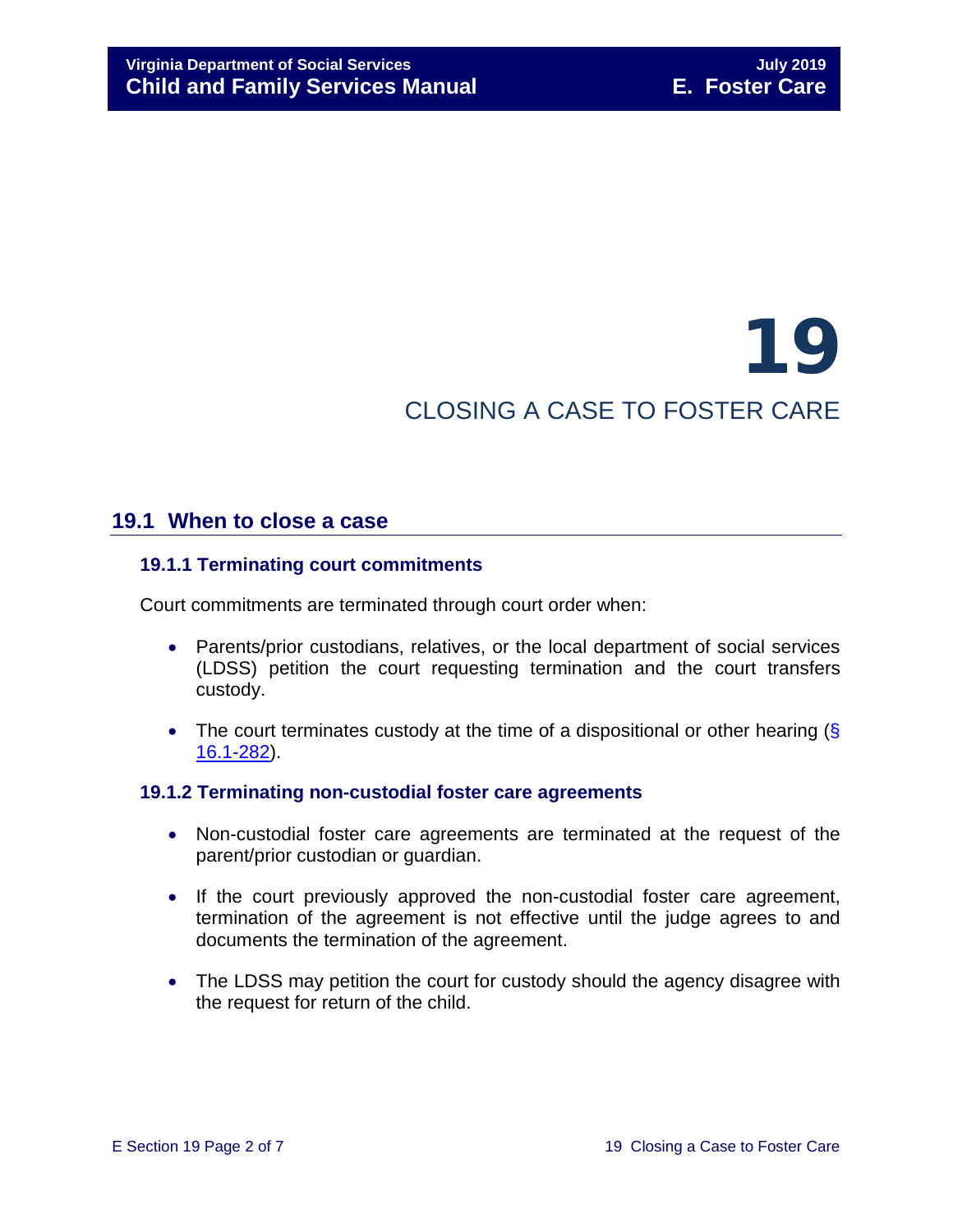# 19

# CLOSING A CASE TO FOSTER CARE

## 19.1 When to close a case

### 19.1.1 Terminating court commitments

Court commitments are terminated through court order when:

- Parents/prior custodians, relatives, or the local department of social services (LDSS) petition the court requesting termination and the court transfers custody.
- The court terminates custody at the time of a dispositional or other hearing (§ 16.1-282).

### 19.1.2 Terminating non-custodial foster care agreements

- Non-custodial foster care agreements are terminated at the request of the parent/prior custodian or guardian.
- If the court previously approved the non-custodial foster care agreement, termination of the agreement is not effective until the judge agrees to and documents the termination of the agreement.
- The LDSS may petition the court for custody should the agency disagree with the request for return of the child.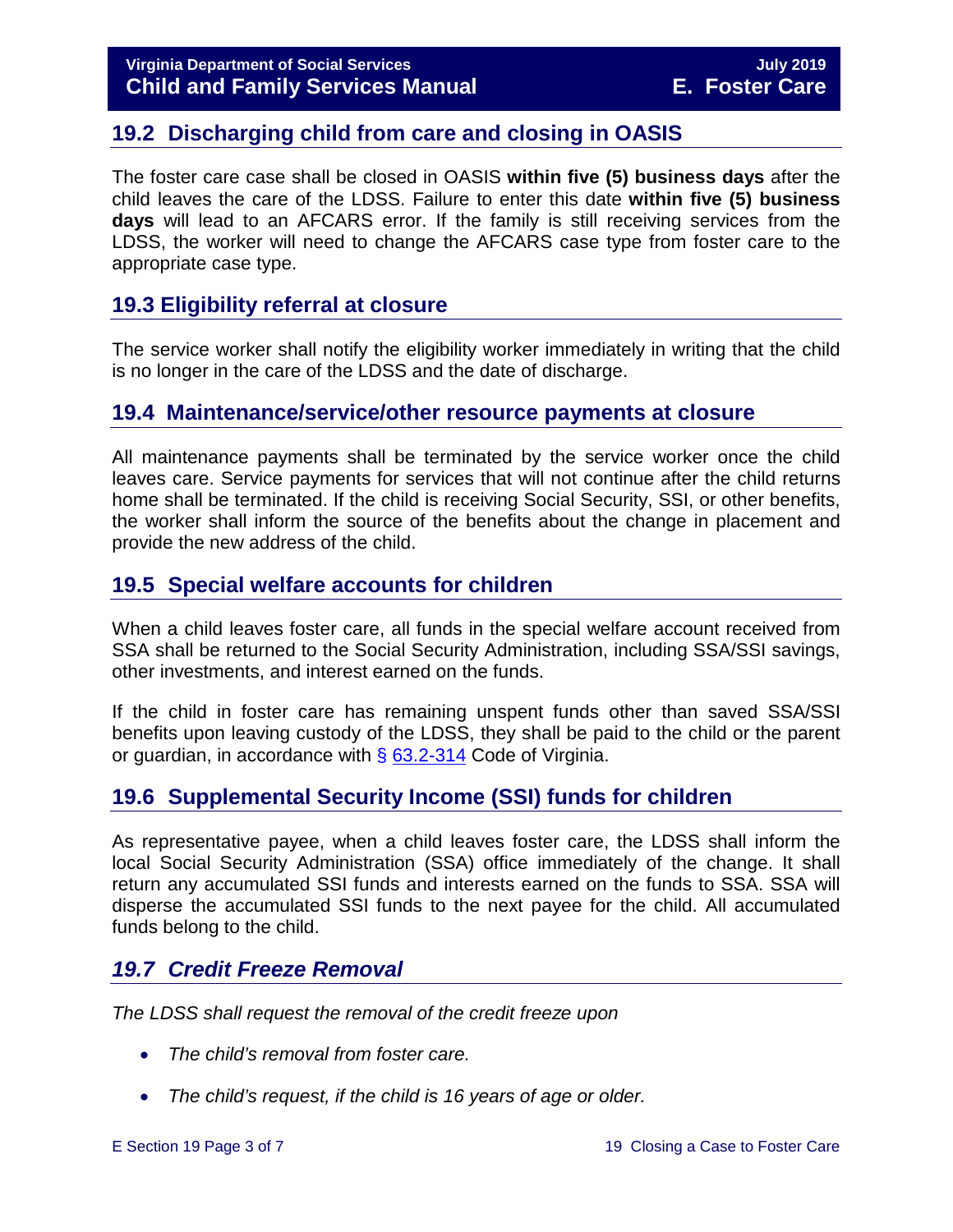## 19.2 Discharging child from care and closing in OASIS

The foster care case shall be closed in OASIS **within five (5) business days** after the child leaves the care of the LDSS. Failure to enter this date **within five (5) business days** will lead to an AFCARS error. If the family is still receiving services from the LDSS, the worker will need to change the AFCARS case type from foster care to the appropriate case type.

## 19.3 Eligibility referral at closure

The service worker shall notify the eligibility worker immediately in writing that the child is no longer in the care of the LDSS and the date of discharge.

## 19.4 Maintenance/service/other resource payments at closure

All maintenance payments shall be terminated by the service worker once the child leaves care. Service payments for services that will not continue after the child returns home shall be terminated. If the child is receiving Social Security, SSI, or other benefits, the worker shall inform the source of the benefits about the change in placement and provide the new address of the child.

## 19.5 Special welfare accounts for children

When a child leaves foster care, all funds in the special welfare account received from SSA shall be returned to the Social Security Administration, including SSA/SSI savings, other investments, and interest earned on the funds.

If the child in foster care has remaining unspent funds other than saved SSA/SSI benefits upon leaving custody of the LDSS, they shall be paid to the child or the parent or guardian, in accordance with § 63.2-314 Code of Virginia.

## 19.6 Supplemental Security Income (SSI) funds for children

As representative payee, when a child leaves foster care, the LDSS shall inform the local Social Security Administration (SSA) office immediately of the change. It shall return any accumulated SSI funds and interests earned on the funds to SSA. SSA will disperse the accumulated SSI funds to the next payee for the child. All accumulated funds belong to the child.

## *19.7 Credit Freeze Removal*

*The LDSS shall request the removal of the credit freeze upon*

- *The child's removal from foster care.*
- *The child's request, if the child is 16 years of age or older.*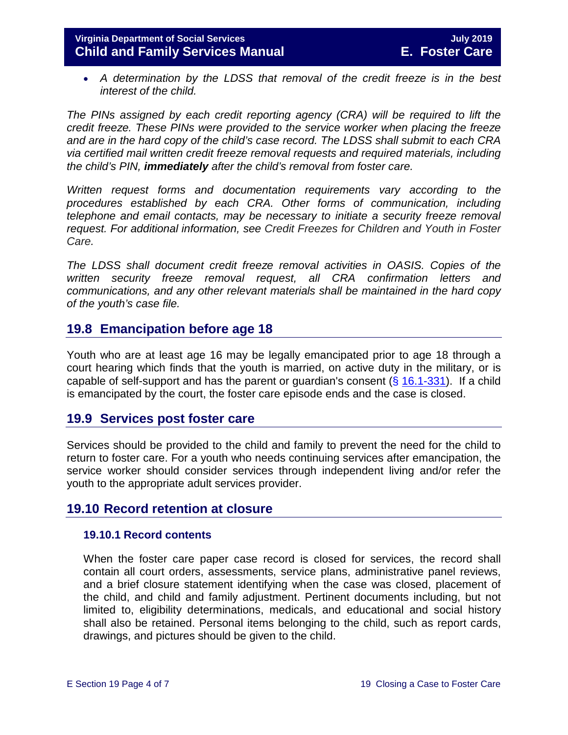- *A determination by the LDSS that removal of the credit freeze is in the best interest of the child.*

*The PINs assigned by each credit reporting agency (CRA) will be required to lift the credit freeze. These PINs were provided to the service worker when placing the freeze and are in the hard copy of the child's case record. The LDSS shall submit to each CRA via certified mail written credit freeze removal requests and required materials, including the child's PIN, **immediately** after the child's removal from foster care.*

*Written request forms and documentation requirements vary according to the procedures established by each CRA. Other forms of communication, including telephone and email contacts, may be necessary to initiate a security freeze removal request. For additional information, see Credit Freezes for Children and Youth in Foster Care.*

*The LDSS shall document credit freeze removal activities in OASIS. Copies of the written security freeze removal request, all CRA confirmation letters and communications, and any other relevant materials shall be maintained in the hard copy of the youth's case file.*

## 19.8 Emancipation before age 18

Youth who are at least age 16 may be legally emancipated prior to age 18 through a court hearing which finds that the youth is married, on active duty in the military, or is capable of self-support and has the parent or guardian's consent (§ 16.1-331). If a child is emancipated by the court, the foster care episode ends and the case is closed.

## 19.9 Services post foster care

Services should be provided to the child and family to prevent the need for the child to return to foster care. For a youth who needs continuing services after emancipation, the service worker should consider services through independent living and/or refer the youth to the appropriate adult services provider.

## 19.10 Record retention at closure

### 19.10.1 Record contents

When the foster care paper case record is closed for services, the record shall contain all court orders, assessments, service plans, administrative panel reviews, and a brief closure statement identifying when the case was closed, placement of the child, and child and family adjustment. Pertinent documents including, but not limited to, eligibility determinations, medicals, and educational and social history shall also be retained. Personal items belonging to the child, such as report cards, drawings, and pictures should be given to the child.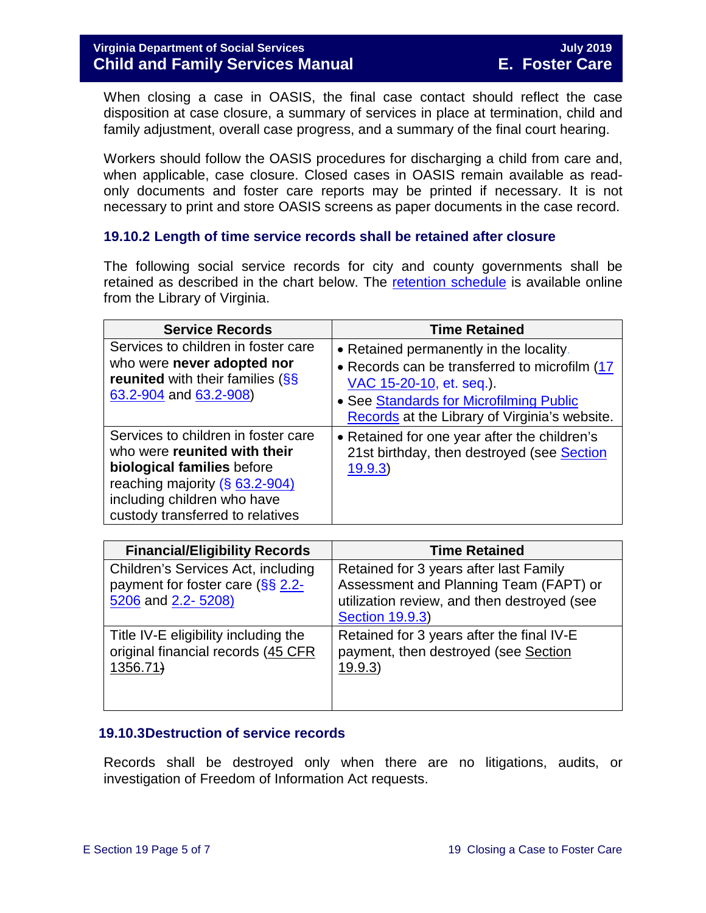When closing a case in OASIS, the final case contact should reflect the case disposition at case closure, a summary of services in place at termination, child and family adjustment, overall case progress, and a summary of the final court hearing.

Workers should follow the OASIS procedures for discharging a child from care and, when applicable, case closure. Closed cases in OASIS remain available as read-only documents and foster care reports may be printed if necessary. It is not necessary to print and store OASIS screens as paper documents in the case record.

### 19.10.2 Length of time service records shall be retained after closure

The following social service records for city and county governments shall be retained as described in the chart below. The retention schedule is available online from the Library of Virginia.

| Service Records | Time Retained |
|---|---|
| Services to children in foster care who were **never adopted nor reunited** with their families (§§ 63.2-904 and 63.2-908) | • Retained permanently in the locality.<br>• Records can be transferred to microfilm (17 VAC 15-20-10, et. seq.).<br>• See Standards for Microfilming Public Records at the Library of Virginia's website. |
| Services to children in foster care who were **reunited with their biological families** before reaching majority (§ 63.2-904) including children who have custody transferred to relatives | • Retained for one year after the children's 21st birthday, then destroyed (see Section 19.9.3) |

| Financial/Eligibility Records | Time Retained |
|---|---|
| Children's Services Act, including payment for foster care (§§ 2.2-5206 and 2.2- 5208) | Retained for 3 years after last Family Assessment and Planning Team (FAPT) or utilization review, and then destroyed (see Section 19.9.3) |
| Title IV-E eligibility including the original financial records (45 CFR 1356.71) | Retained for 3 years after the final IV-E payment, then destroyed (see Section 19.9.3) |

### 19.10.3 Destruction of service records

Records shall be destroyed only when there are no litigations, audits, or investigation of Freedom of Information Act requests.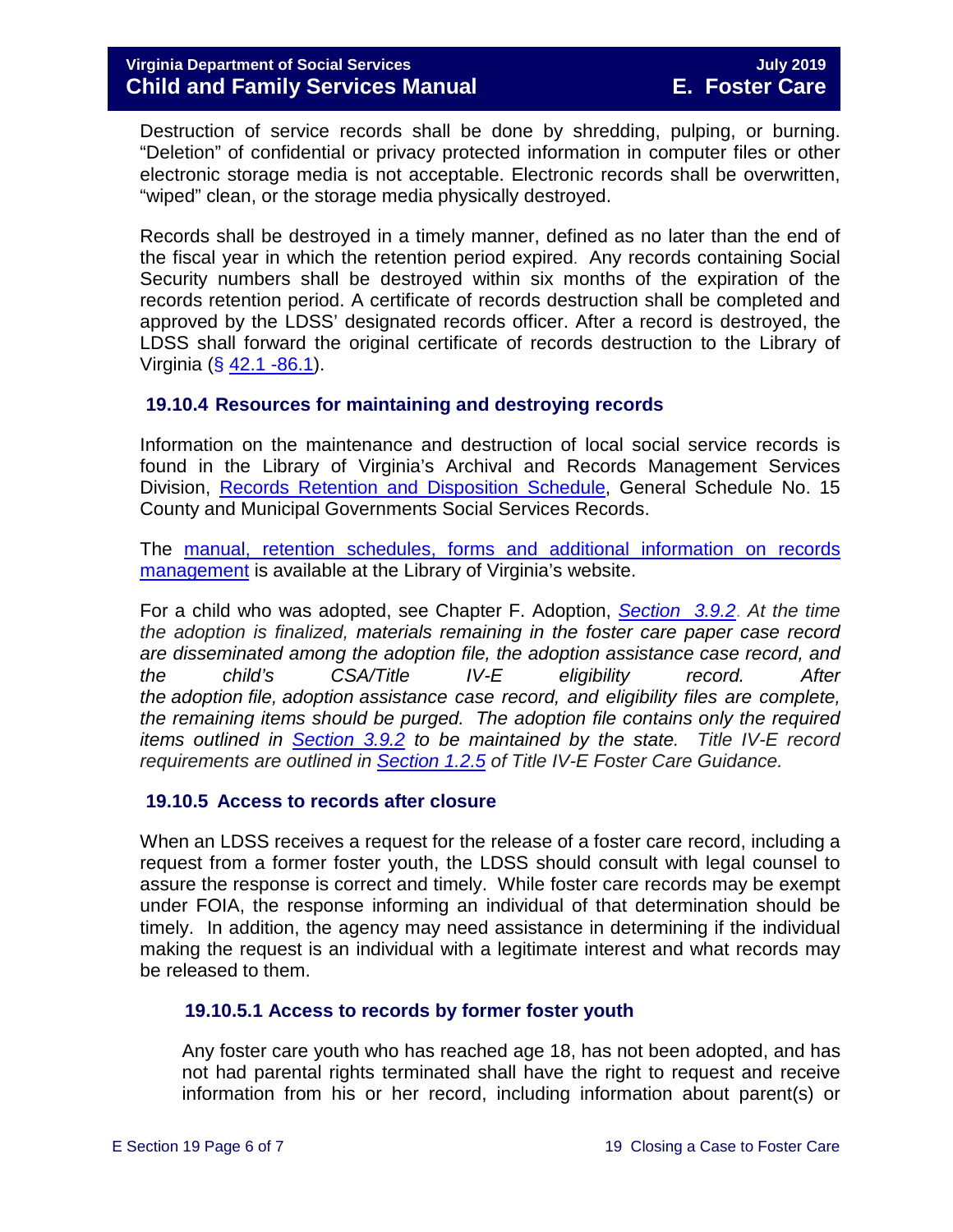Destruction of service records shall be done by shredding, pulping, or burning. "Deletion" of confidential or privacy protected information in computer files or other electronic storage media is not acceptable. Electronic records shall be overwritten, "wiped" clean, or the storage media physically destroyed.

Records shall be destroyed in a timely manner, defined as no later than the end of the fiscal year in which the retention period expired. Any records containing Social Security numbers shall be destroyed within six months of the expiration of the records retention period. A certificate of records destruction shall be completed and approved by the LDSS' designated records officer. After a record is destroyed, the LDSS shall forward the original certificate of records destruction to the Library of Virginia (§ 42.1 -86.1).

### 19.10.4 Resources for maintaining and destroying records

Information on the maintenance and destruction of local social service records is found in the Library of Virginia's Archival and Records Management Services Division, Records Retention and Disposition Schedule, General Schedule No. 15 County and Municipal Governments Social Services Records.

The manual, retention schedules, forms and additional information on records management is available at the Library of Virginia's website.

For a child who was adopted, see Chapter F. Adoption, *Section 3.9.2. At the time the adoption is finalized, materials remaining in the foster care paper case record are disseminated among the adoption file, the adoption assistance case record, and the child's CSA/Title IV-E eligibility record. After the adoption file, adoption assistance case record, and eligibility files are complete, the remaining items should be purged. The adoption file contains only the required items outlined in Section 3.9.2 to be maintained by the state. Title IV-E record requirements are outlined in Section 1.2.5 of Title IV-E Foster Care Guidance.*

### 19.10.5 Access to records after closure

When an LDSS receives a request for the release of a foster care record, including a request from a former foster youth, the LDSS should consult with legal counsel to assure the response is correct and timely. While foster care records may be exempt under FOIA, the response informing an individual of that determination should be timely. In addition, the agency may need assistance in determining if the individual making the request is an individual with a legitimate interest and what records may be released to them.

#### 19.10.5.1 Access to records by former foster youth

Any foster care youth who has reached age 18, has not been adopted, and has not had parental rights terminated shall have the right to request and receive information from his or her record, including information about parent(s) or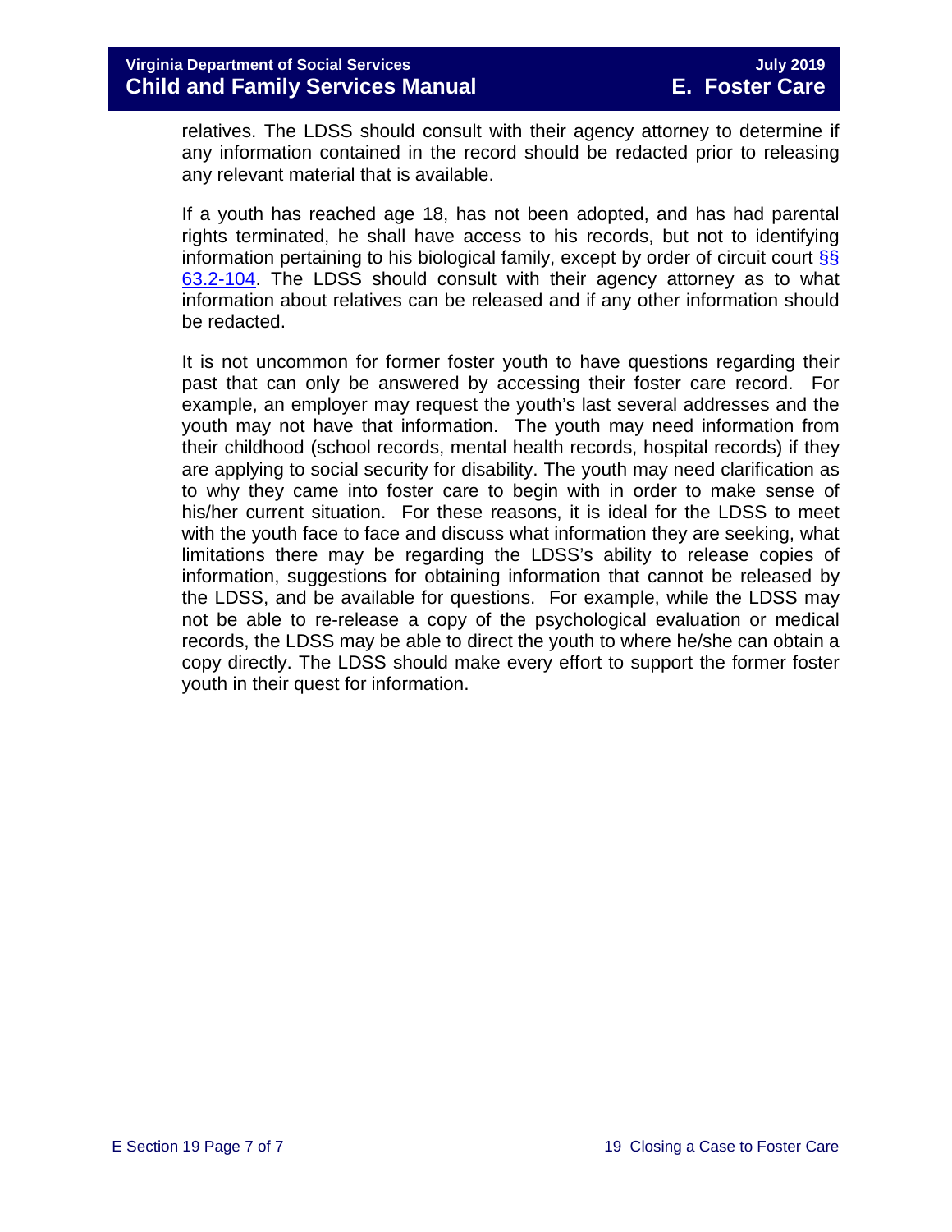relatives. The LDSS should consult with their agency attorney to determine if any information contained in the record should be redacted prior to releasing any relevant material that is available.

If a youth has reached age 18, has not been adopted, and has had parental rights terminated, he shall have access to his records, but not to identifying information pertaining to his biological family, except by order of circuit court §§ 63.2-104. The LDSS should consult with their agency attorney as to what information about relatives can be released and if any other information should be redacted.

It is not uncommon for former foster youth to have questions regarding their past that can only be answered by accessing their foster care record. For example, an employer may request the youth's last several addresses and the youth may not have that information. The youth may need information from their childhood (school records, mental health records, hospital records) if they are applying to social security for disability. The youth may need clarification as to why they came into foster care to begin with in order to make sense of his/her current situation. For these reasons, it is ideal for the LDSS to meet with the youth face to face and discuss what information they are seeking, what limitations there may be regarding the LDSS's ability to release copies of information, suggestions for obtaining information that cannot be released by the LDSS, and be available for questions. For example, while the LDSS may not be able to re-release a copy of the psychological evaluation or medical records, the LDSS may be able to direct the youth to where he/she can obtain a copy directly. The LDSS should make every effort to support the former foster youth in their quest for information.